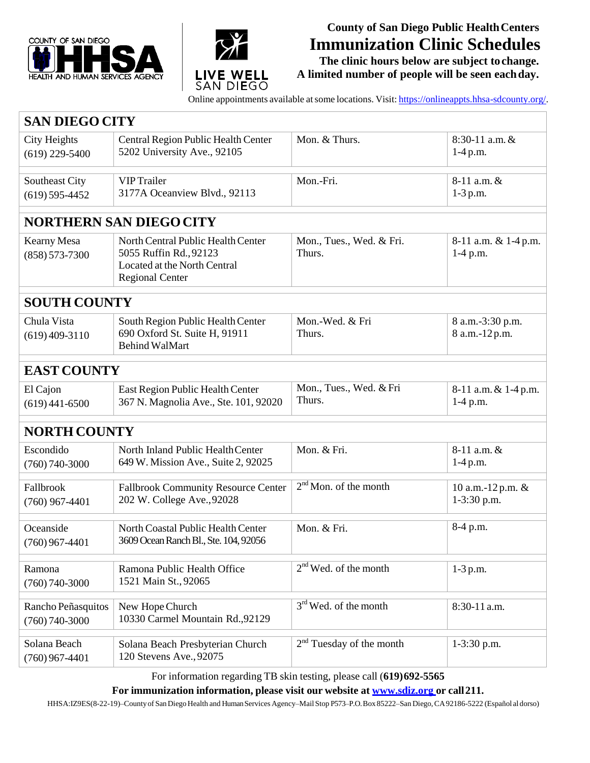County of San Diego HHSA — Health and Human Services Agency | Live Well San Diego

# County of San Diego Public Health Centers

# Immunization Clinic Schedules

**The clinic hours below are subject to change.**
**A limited number of people will be seen each day.**

Online appointments available at some locations. Visit: https://onlineappts.hhsa-sdcounty.org/.

## SAN DIEGO CITY

| Location | Clinic | Days | Hours |
|---|---|---|---|
| City Heights<br>(619) 229-5400 | Central Region Public Health Center<br>5202 University Ave., 92105 | Mon. & Thurs. | 8:30-11 a.m. &<br>1-4 p.m. |
| Southeast City<br>(619) 595-4452 | VIP Trailer<br>3177A Oceanview Blvd., 92113 | Mon.-Fri. | 8-11 a.m. &<br>1-3 p.m. |

## NORTHERN SAN DIEGO CITY

| Location | Clinic | Days | Hours |
|---|---|---|---|
| Kearny Mesa<br>(858) 573-7300 | North Central Public Health Center<br>5055 Ruffin Rd., 92123<br>Located at the North Central Regional Center | Mon., Tues., Wed. & Fri.<br>Thurs. | 8-11 a.m. & 1-4 p.m.<br>1-4 p.m. |

## SOUTH COUNTY

| Location | Clinic | Days | Hours |
|---|---|---|---|
| Chula Vista<br>(619) 409-3110 | South Region Public Health Center<br>690 Oxford St. Suite H, 91911<br>Behind WalMart | Mon.-Wed. & Fri<br>Thurs. | 8 a.m.-3:30 p.m.<br>8 a.m.-12 p.m. |

## EAST COUNTY

| Location | Clinic | Days | Hours |
|---|---|---|---|
| El Cajon<br>(619) 441-6500 | East Region Public Health Center<br>367 N. Magnolia Ave., Ste. 101, 92020 | Mon., Tues., Wed. & Fri<br>Thurs. | 8-11 a.m. & 1-4 p.m.<br>1-4 p.m. |

## NORTH COUNTY

| Location | Clinic | Days | Hours |
|---|---|---|---|
| Escondido<br>(760) 740-3000 | North Inland Public Health Center<br>649 W. Mission Ave., Suite 2, 92025 | Mon. & Fri. | 8-11 a.m. &<br>1-4 p.m. |
| Fallbrook<br>(760) 967-4401 | Fallbrook Community Resource Center<br>202 W. College Ave., 92028 | 2nd Mon. of the month | 10 a.m.-12 p.m. &<br>1-3:30 p.m. |
| Oceanside<br>(760) 967-4401 | North Coastal Public Health Center<br>3609 Ocean Ranch Bl., Ste. 104, 92056 | Mon. & Fri. | 8-4 p.m. |
| Ramona<br>(760) 740-3000 | Ramona Public Health Office<br>1521 Main St., 92065 | 2nd Wed. of the month | 1-3 p.m. |
| Rancho Peñasquitos<br>(760) 740-3000 | New Hope Church<br>10330 Carmel Mountain Rd., 92129 | 3rd Wed. of the month | 8:30-11 a.m. |
| Solana Beach<br>(760) 967-4401 | Solana Beach Presbyterian Church<br>120 Stevens Ave., 92075 | 2nd Tuesday of the month | 1-3:30 p.m. |

For information regarding TB skin testing, please call **(619) 692-5565**

**For immunization information, please visit our website at www.sdiz.org or call 211.**

HHSA:IZ9ES(8-22-19)–County of San Diego Health and Human Services Agency–Mail Stop P573–P.O. Box 85222–San Diego, CA 92186-5222 (Español al dorso)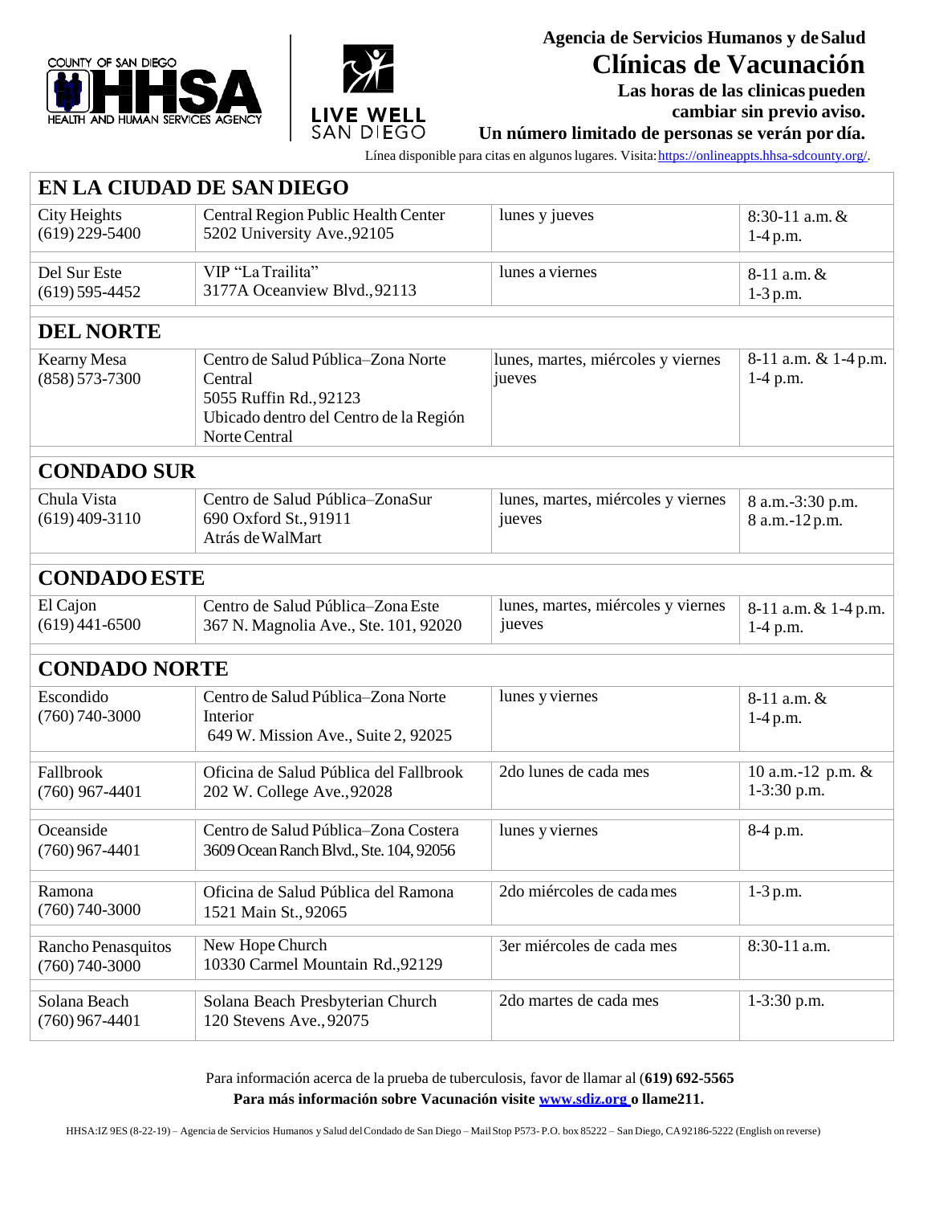**Agencia de Servicios Humanos y de Salud**

# Clínicas de Vacunación

**Las horas de las clinicas pueden cambiar sin previo aviso.**

**Un número limitado de personas se verán por día.**

Línea disponible para citas en algunos lugares. Visita: https://onlineappts.hhsa-sdcounty.org/.

| | | | |
|---|---|---|---|
| **EN LA CIUDAD DE SAN DIEGO** | | | |
| City Heights<br>(619) 229-5400 | Central Region Public Health Center<br>5202 University Ave., 92105 | lunes y jueves | 8:30-11 a.m. &<br>1-4 p.m. |
| Del Sur Este<br>(619) 595-4452 | VIP "La Trailita"<br>3177A Oceanview Blvd., 92113 | lunes a viernes | 8-11 a.m. &<br>1-3 p.m. |
| **DEL NORTE** | | | |
| Kearny Mesa<br>(858) 573-7300 | Centro de Salud Pública–Zona Norte Central<br>5055 Ruffin Rd., 92123<br>Ubicado dentro del Centro de la Región Norte Central | lunes, martes, miércoles y viernes<br>jueves | 8-11 a.m. & 1-4 p.m.<br>1-4 p.m. |
| **CONDADO SUR** | | | |
| Chula Vista<br>(619) 409-3110 | Centro de Salud Pública–Zona Sur<br>690 Oxford St., 91911<br>Atrás de WalMart | lunes, martes, miércoles y viernes<br>jueves | 8 a.m.-3:30 p.m.<br>8 a.m.-12 p.m. |
| **CONDADO ESTE** | | | |
| El Cajon<br>(619) 441-6500 | Centro de Salud Pública–Zona Este<br>367 N. Magnolia Ave., Ste. 101, 92020 | lunes, martes, miércoles y viernes<br>jueves | 8-11 a.m. & 1-4 p.m.<br>1-4 p.m. |
| **CONDADO NORTE** | | | |
| Escondido<br>(760) 740-3000 | Centro de Salud Pública–Zona Norte Interior<br>649 W. Mission Ave., Suite 2, 92025 | lunes y viernes | 8-11 a.m. &<br>1-4 p.m. |
| Fallbrook<br>(760) 967-4401 | Oficina de Salud Pública del Fallbrook<br>202 W. College Ave., 92028 | 2do lunes de cada mes | 10 a.m.-12 p.m. &<br>1-3:30 p.m. |
| Oceanside<br>(760) 967-4401 | Centro de Salud Pública–Zona Costera<br>3609 Ocean Ranch Blvd., Ste. 104, 92056 | lunes y viernes | 8-4 p.m. |
| Ramona<br>(760) 740-3000 | Oficina de Salud Pública del Ramona<br>1521 Main St., 92065 | 2do miércoles de cada mes | 1-3 p.m. |
| Rancho Penasquitos<br>(760) 740-3000 | New Hope Church<br>10330 Carmel Mountain Rd., 92129 | 3er miércoles de cada mes | 8:30-11 a.m. |
| Solana Beach<br>(760) 967-4401 | Solana Beach Presbyterian Church<br>120 Stevens Ave., 92075 | 2do martes de cada mes | 1-3:30 p.m. |

Para información acerca de la prueba de tuberculosis, favor de llamar al (**619) 692-5565**

**Para más información sobre Vacunación visite www.sdiz.org o llame211.**

HHSA:IZ 9ES (8-22-19) – Agencia de Servicios Humanos y Salud del Condado de San Diego – Mail Stop P573- P.O. box 85222 – San Diego, CA 92186-5222 (English on reverse)